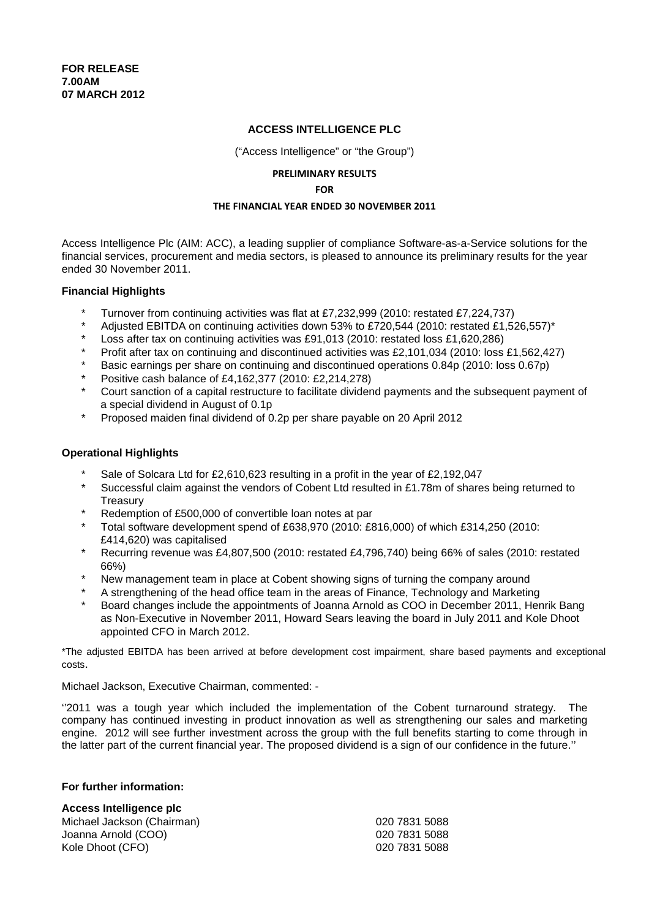**FOR RELEASE**
**7.00AM**
**07 MARCH 2012**

**ACCESS INTELLIGENCE PLC**

("Access Intelligence" or "the Group")

**PRELIMINARY RESULTS**

**FOR**

**THE FINANCIAL YEAR ENDED 30 NOVEMBER 2011**

Access Intelligence Plc (AIM: ACC), a leading supplier of compliance Software-as-a-Service solutions for the financial services, procurement and media sectors, is pleased to announce its preliminary results for the year ended 30 November 2011.

**Financial Highlights**

- Turnover from continuing activities was flat at £7,232,999 (2010: restated £7,224,737)
- Adjusted EBITDA on continuing activities down 53% to £720,544 (2010: restated £1,526,557)*
- Loss after tax on continuing activities was £91,013 (2010: restated loss £1,620,286)
- Profit after tax on continuing and discontinued activities was £2,101,034 (2010: loss £1,562,427)
- Basic earnings per share on continuing and discontinued operations 0.84p (2010: loss 0.67p)
- Positive cash balance of £4,162,377 (2010: £2,214,278)
- Court sanction of a capital restructure to facilitate dividend payments and the subsequent payment of a special dividend in August of 0.1p
- Proposed maiden final dividend of 0.2p per share payable on 20 April 2012

**Operational Highlights**

- Sale of Solcara Ltd for £2,610,623 resulting in a profit in the year of £2,192,047
- Successful claim against the vendors of Cobent Ltd resulted in £1.78m of shares being returned to Treasury
- Redemption of £500,000 of convertible loan notes at par
- Total software development spend of £638,970 (2010: £816,000) of which £314,250 (2010: £414,620) was capitalised
- Recurring revenue was £4,807,500 (2010: restated £4,796,740) being 66% of sales (2010: restated 66%)
- New management team in place at Cobent showing signs of turning the company around
- A strengthening of the head office team in the areas of Finance, Technology and Marketing
- Board changes include the appointments of Joanna Arnold as COO in December 2011, Henrik Bang as Non-Executive in November 2011, Howard Sears leaving the board in July 2011 and Kole Dhoot appointed CFO in March 2012.

*The adjusted EBITDA has been arrived at before development cost impairment, share based payments and exceptional costs.

Michael Jackson, Executive Chairman, commented: -

''2011 was a tough year which included the implementation of the Cobent turnaround strategy. The company has continued investing in product innovation as well as strengthening our sales and marketing engine. 2012 will see further investment across the group with the full benefits starting to come through in the latter part of the current financial year. The proposed dividend is a sign of our confidence in the future.''

**For further information:**

**Access Intelligence plc**

| | |
|---|---|
| Michael Jackson (Chairman) | 020 7831 5088 |
| Joanna Arnold (COO) | 020 7831 5088 |
| Kole Dhoot (CFO) | 020 7831 5088 |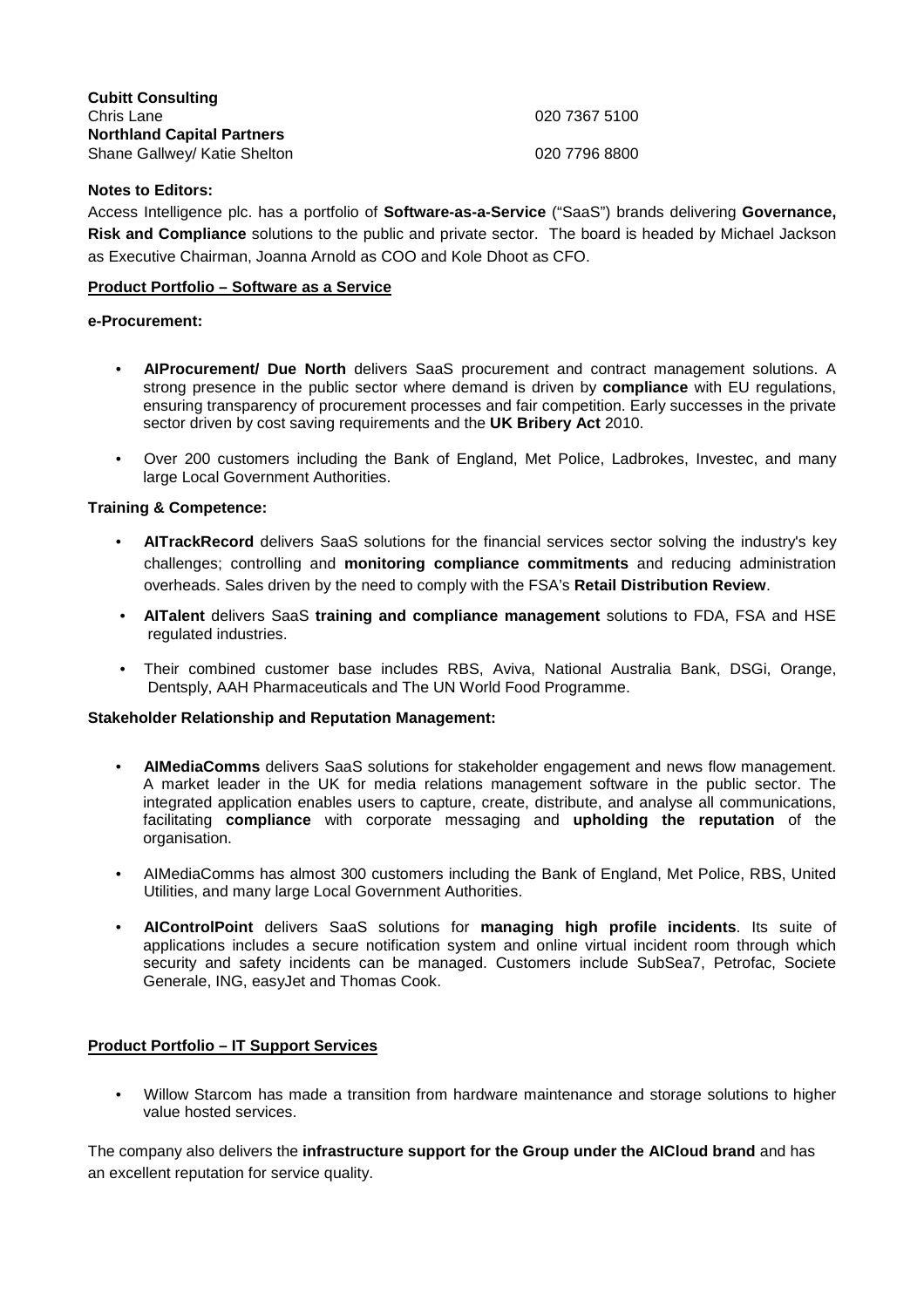**Cubitt Consulting**
Chris Lane 020 7367 5100
**Northland Capital Partners**
Shane Gallwey/ Katie Shelton 020 7796 8800

**Notes to Editors:**

Access Intelligence plc. has a portfolio of **Software-as-a-Service** ("SaaS") brands delivering **Governance, Risk and Compliance** solutions to the public and private sector. The board is headed by Michael Jackson as Executive Chairman, Joanna Arnold as COO and Kole Dhoot as CFO.

**Product Portfolio – Software as a Service**

**e-Procurement:**

- **AIProcurement/ Due North** delivers SaaS procurement and contract management solutions. A strong presence in the public sector where demand is driven by **compliance** with EU regulations, ensuring transparency of procurement processes and fair competition. Early successes in the private sector driven by cost saving requirements and the **UK Bribery Act** 2010.
- Over 200 customers including the Bank of England, Met Police, Ladbrokes, Investec, and many large Local Government Authorities.

**Training & Competence:**

- **AITrackRecord** delivers SaaS solutions for the financial services sector solving the industry's key challenges; controlling and **monitoring compliance commitments** and reducing administration overheads. Sales driven by the need to comply with the FSA's **Retail Distribution Review**.
- **AITalent** delivers SaaS **training and compliance management** solutions to FDA, FSA and HSE regulated industries.
- Their combined customer base includes RBS, Aviva, National Australia Bank, DSGi, Orange, Dentsply, AAH Pharmaceuticals and The UN World Food Programme.

**Stakeholder Relationship and Reputation Management:**

- **AIMediaComms** delivers SaaS solutions for stakeholder engagement and news flow management. A market leader in the UK for media relations management software in the public sector. The integrated application enables users to capture, create, distribute, and analyse all communications, facilitating **compliance** with corporate messaging and **upholding the reputation** of the organisation.
- AIMediaComms has almost 300 customers including the Bank of England, Met Police, RBS, United Utilities, and many large Local Government Authorities.
- **AIControlPoint** delivers SaaS solutions for **managing high profile incidents**. Its suite of applications includes a secure notification system and online virtual incident room through which security and safety incidents can be managed. Customers include SubSea7, Petrofac, Societe Generale, ING, easyJet and Thomas Cook.

**Product Portfolio – IT Support Services**

- Willow Starcom has made a transition from hardware maintenance and storage solutions to higher value hosted services.

The company also delivers the **infrastructure support for the Group under the AICloud brand** and has an excellent reputation for service quality.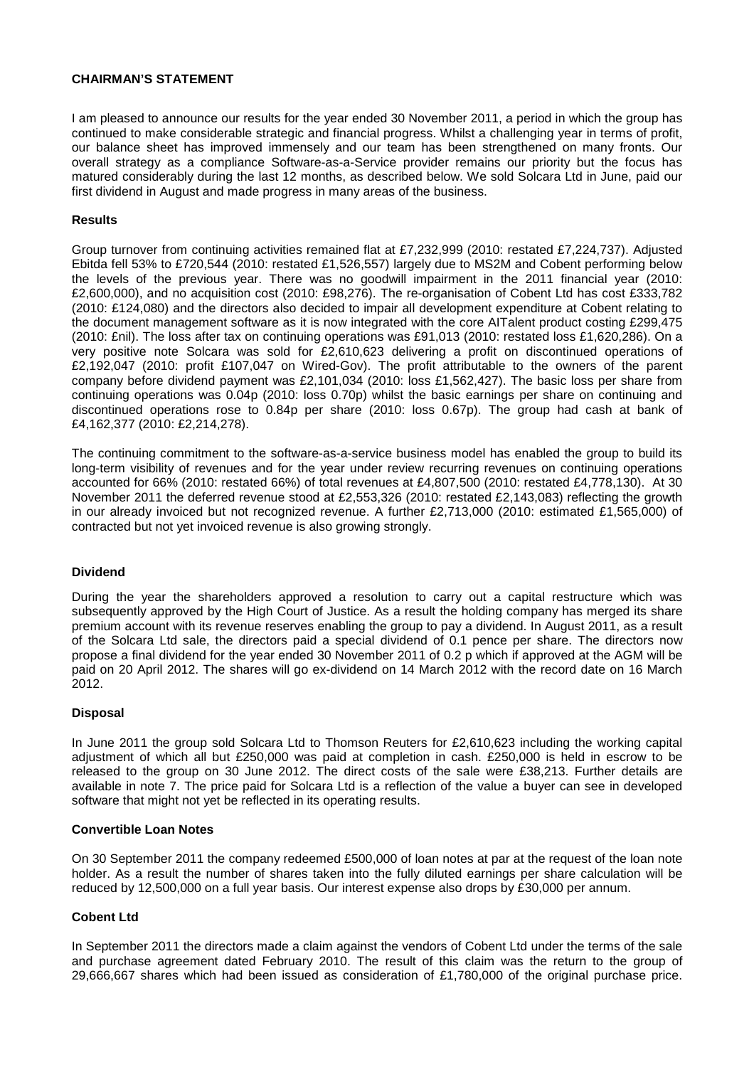## CHAIRMAN'S STATEMENT

I am pleased to announce our results for the year ended 30 November 2011, a period in which the group has continued to make considerable strategic and financial progress. Whilst a challenging year in terms of profit, our balance sheet has improved immensely and our team has been strengthened on many fronts. Our overall strategy as a compliance Software-as-a-Service provider remains our priority but the focus has matured considerably during the last 12 months, as described below. We sold Solcara Ltd in June, paid our first dividend in August and made progress in many areas of the business.

### Results

Group turnover from continuing activities remained flat at £7,232,999 (2010: restated £7,224,737). Adjusted Ebitda fell 53% to £720,544 (2010: restated £1,526,557) largely due to MS2M and Cobent performing below the levels of the previous year. There was no goodwill impairment in the 2011 financial year (2010: £2,600,000), and no acquisition cost (2010: £98,276). The re-organisation of Cobent Ltd has cost £333,782 (2010: £124,080) and the directors also decided to impair all development expenditure at Cobent relating to the document management software as it is now integrated with the core AITalent product costing £299,475 (2010: £nil). The loss after tax on continuing operations was £91,013 (2010: restated loss £1,620,286). On a very positive note Solcara was sold for £2,610,623 delivering a profit on discontinued operations of £2,192,047 (2010: profit £107,047 on Wired-Gov). The profit attributable to the owners of the parent company before dividend payment was £2,101,034 (2010: loss £1,562,427). The basic loss per share from continuing operations was 0.04p (2010: loss 0.70p) whilst the basic earnings per share on continuing and discontinued operations rose to 0.84p per share (2010: loss 0.67p). The group had cash at bank of £4,162,377 (2010: £2,214,278).

The continuing commitment to the software-as-a-service business model has enabled the group to build its long-term visibility of revenues and for the year under review recurring revenues on continuing operations accounted for 66% (2010: restated 66%) of total revenues at £4,807,500 (2010: restated £4,778,130). At 30 November 2011 the deferred revenue stood at £2,553,326 (2010: restated £2,143,083) reflecting the growth in our already invoiced but not recognized revenue. A further £2,713,000 (2010: estimated £1,565,000) of contracted but not yet invoiced revenue is also growing strongly.

### Dividend

During the year the shareholders approved a resolution to carry out a capital restructure which was subsequently approved by the High Court of Justice. As a result the holding company has merged its share premium account with its revenue reserves enabling the group to pay a dividend. In August 2011, as a result of the Solcara Ltd sale, the directors paid a special dividend of 0.1 pence per share. The directors now propose a final dividend for the year ended 30 November 2011 of 0.2 p which if approved at the AGM will be paid on 20 April 2012. The shares will go ex-dividend on 14 March 2012 with the record date on 16 March 2012.

### Disposal

In June 2011 the group sold Solcara Ltd to Thomson Reuters for £2,610,623 including the working capital adjustment of which all but £250,000 was paid at completion in cash. £250,000 is held in escrow to be released to the group on 30 June 2012. The direct costs of the sale were £38,213. Further details are available in note 7. The price paid for Solcara Ltd is a reflection of the value a buyer can see in developed software that might not yet be reflected in its operating results.

### Convertible Loan Notes

On 30 September 2011 the company redeemed £500,000 of loan notes at par at the request of the loan note holder. As a result the number of shares taken into the fully diluted earnings per share calculation will be reduced by 12,500,000 on a full year basis. Our interest expense also drops by £30,000 per annum.

### Cobent Ltd

In September 2011 the directors made a claim against the vendors of Cobent Ltd under the terms of the sale and purchase agreement dated February 2010. The result of this claim was the return to the group of 29,666,667 shares which had been issued as consideration of £1,780,000 of the original purchase price.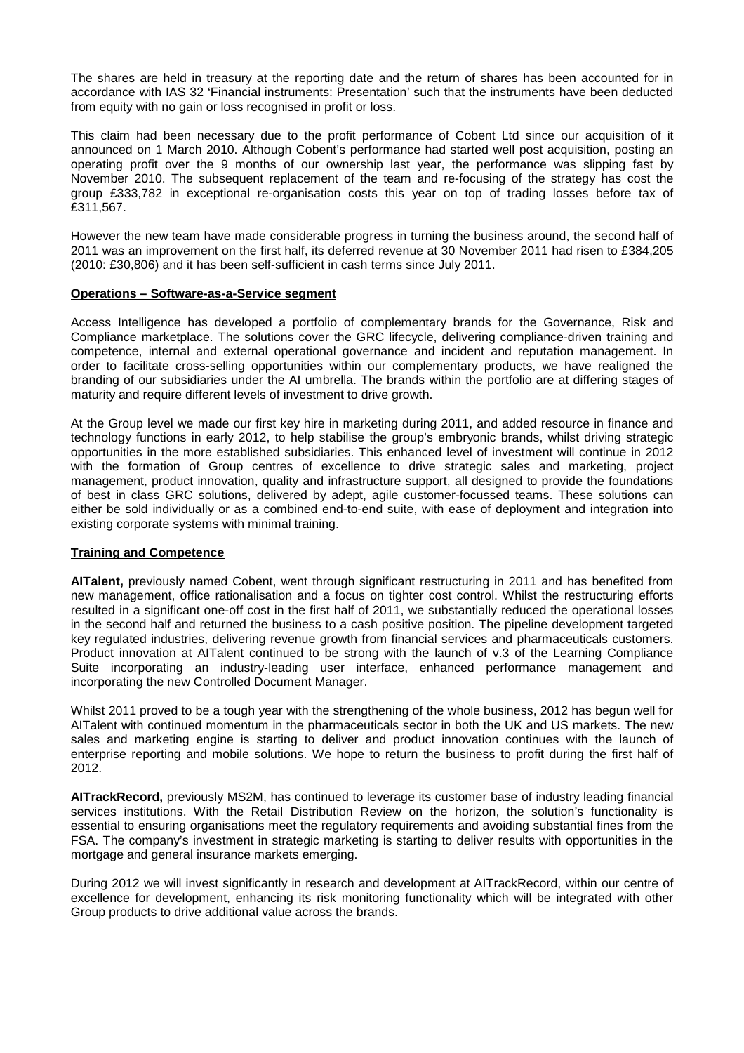The shares are held in treasury at the reporting date and the return of shares has been accounted for in accordance with IAS 32 'Financial instruments: Presentation' such that the instruments have been deducted from equity with no gain or loss recognised in profit or loss.

This claim had been necessary due to the profit performance of Cobent Ltd since our acquisition of it announced on 1 March 2010. Although Cobent's performance had started well post acquisition, posting an operating profit over the 9 months of our ownership last year, the performance was slipping fast by November 2010. The subsequent replacement of the team and re-focusing of the strategy has cost the group £333,782 in exceptional re-organisation costs this year on top of trading losses before tax of £311,567.

However the new team have made considerable progress in turning the business around, the second half of 2011 was an improvement on the first half, its deferred revenue at 30 November 2011 had risen to £384,205 (2010: £30,806) and it has been self-sufficient in cash terms since July 2011.

**Operations – Software-as-a-Service segment**

Access Intelligence has developed a portfolio of complementary brands for the Governance, Risk and Compliance marketplace. The solutions cover the GRC lifecycle, delivering compliance-driven training and competence, internal and external operational governance and incident and reputation management. In order to facilitate cross-selling opportunities within our complementary products, we have realigned the branding of our subsidiaries under the AI umbrella. The brands within the portfolio are at differing stages of maturity and require different levels of investment to drive growth.

At the Group level we made our first key hire in marketing during 2011, and added resource in finance and technology functions in early 2012, to help stabilise the group's embryonic brands, whilst driving strategic opportunities in the more established subsidiaries. This enhanced level of investment will continue in 2012 with the formation of Group centres of excellence to drive strategic sales and marketing, project management, product innovation, quality and infrastructure support, all designed to provide the foundations of best in class GRC solutions, delivered by adept, agile customer-focussed teams. These solutions can either be sold individually or as a combined end-to-end suite, with ease of deployment and integration into existing corporate systems with minimal training.

**Training and Competence**

**AITalent,** previously named Cobent, went through significant restructuring in 2011 and has benefited from new management, office rationalisation and a focus on tighter cost control. Whilst the restructuring efforts resulted in a significant one-off cost in the first half of 2011, we substantially reduced the operational losses in the second half and returned the business to a cash positive position. The pipeline development targeted key regulated industries, delivering revenue growth from financial services and pharmaceuticals customers. Product innovation at AITalent continued to be strong with the launch of v.3 of the Learning Compliance Suite incorporating an industry-leading user interface, enhanced performance management and incorporating the new Controlled Document Manager.

Whilst 2011 proved to be a tough year with the strengthening of the whole business, 2012 has begun well for AITalent with continued momentum in the pharmaceuticals sector in both the UK and US markets. The new sales and marketing engine is starting to deliver and product innovation continues with the launch of enterprise reporting and mobile solutions. We hope to return the business to profit during the first half of 2012.

**AITrackRecord,** previously MS2M, has continued to leverage its customer base of industry leading financial services institutions. With the Retail Distribution Review on the horizon, the solution's functionality is essential to ensuring organisations meet the regulatory requirements and avoiding substantial fines from the FSA. The company's investment in strategic marketing is starting to deliver results with opportunities in the mortgage and general insurance markets emerging.

During 2012 we will invest significantly in research and development at AITrackRecord, within our centre of excellence for development, enhancing its risk monitoring functionality which will be integrated with other Group products to drive additional value across the brands.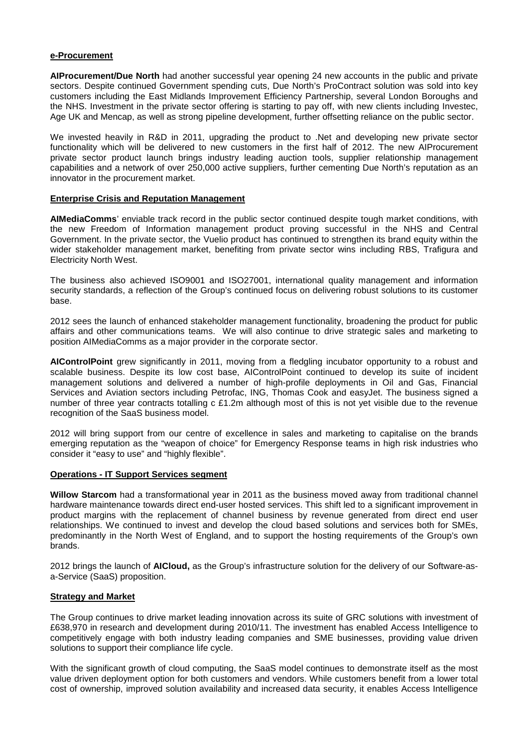## e-Procurement

**AIProcurement/Due North** had another successful year opening 24 new accounts in the public and private sectors. Despite continued Government spending cuts, Due North's ProContract solution was sold into key customers including the East Midlands Improvement Efficiency Partnership, several London Boroughs and the NHS. Investment in the private sector offering is starting to pay off, with new clients including Investec, Age UK and Mencap, as well as strong pipeline development, further offsetting reliance on the public sector.

We invested heavily in R&D in 2011, upgrading the product to .Net and developing new private sector functionality which will be delivered to new customers in the first half of 2012. The new AIProcurement private sector product launch brings industry leading auction tools, supplier relationship management capabilities and a network of over 250,000 active suppliers, further cementing Due North's reputation as an innovator in the procurement market.

## Enterprise Crisis and Reputation Management

**AIMediaComms**' enviable track record in the public sector continued despite tough market conditions, with the new Freedom of Information management product proving successful in the NHS and Central Government. In the private sector, the Vuelio product has continued to strengthen its brand equity within the wider stakeholder management market, benefiting from private sector wins including RBS, Trafigura and Electricity North West.

The business also achieved ISO9001 and ISO27001, international quality management and information security standards, a reflection of the Group's continued focus on delivering robust solutions to its customer base.

2012 sees the launch of enhanced stakeholder management functionality, broadening the product for public affairs and other communications teams. We will also continue to drive strategic sales and marketing to position AIMediaComms as a major provider in the corporate sector.

**AIControlPoint** grew significantly in 2011, moving from a fledgling incubator opportunity to a robust and scalable business. Despite its low cost base, AIControlPoint continued to develop its suite of incident management solutions and delivered a number of high-profile deployments in Oil and Gas, Financial Services and Aviation sectors including Petrofac, ING, Thomas Cook and easyJet. The business signed a number of three year contracts totalling c £1.2m although most of this is not yet visible due to the revenue recognition of the SaaS business model.

2012 will bring support from our centre of excellence in sales and marketing to capitalise on the brands emerging reputation as the "weapon of choice" for Emergency Response teams in high risk industries who consider it "easy to use" and "highly flexible".

## Operations - IT Support Services segment

**Willow Starcom** had a transformational year in 2011 as the business moved away from traditional channel hardware maintenance towards direct end-user hosted services. This shift led to a significant improvement in product margins with the replacement of channel business by revenue generated from direct end user relationships. We continued to invest and develop the cloud based solutions and services both for SMEs, predominantly in the North West of England, and to support the hosting requirements of the Group's own brands.

2012 brings the launch of **AICloud,** as the Group's infrastructure solution for the delivery of our Software-as-a-Service (SaaS) proposition.

## Strategy and Market

The Group continues to drive market leading innovation across its suite of GRC solutions with investment of £638,970 in research and development during 2010/11. The investment has enabled Access Intelligence to competitively engage with both industry leading companies and SME businesses, providing value driven solutions to support their compliance life cycle.

With the significant growth of cloud computing, the SaaS model continues to demonstrate itself as the most value driven deployment option for both customers and vendors. While customers benefit from a lower total cost of ownership, improved solution availability and increased data security, it enables Access Intelligence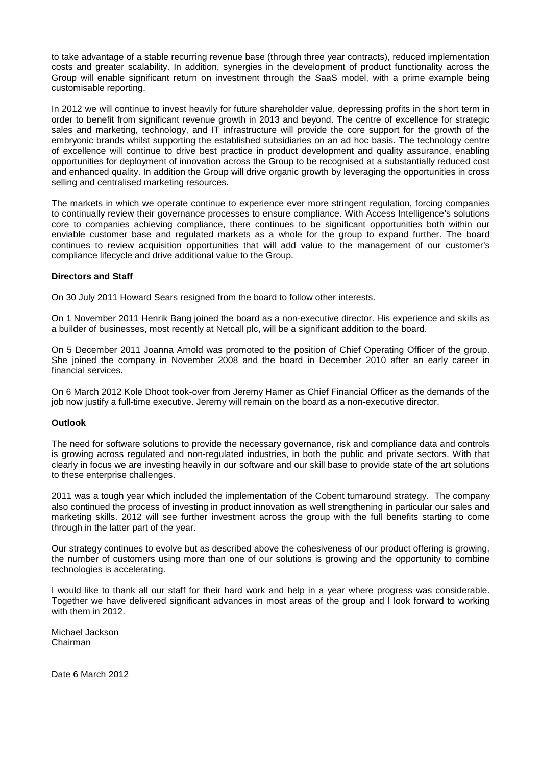to take advantage of a stable recurring revenue base (through three year contracts), reduced implementation costs and greater scalability. In addition, synergies in the development of product functionality across the Group will enable significant return on investment through the SaaS model, with a prime example being customisable reporting.

In 2012 we will continue to invest heavily for future shareholder value, depressing profits in the short term in order to benefit from significant revenue growth in 2013 and beyond. The centre of excellence for strategic sales and marketing, technology, and IT infrastructure will provide the core support for the growth of the embryonic brands whilst supporting the established subsidiaries on an ad hoc basis. The technology centre of excellence will continue to drive best practice in product development and quality assurance, enabling opportunities for deployment of innovation across the Group to be recognised at a substantially reduced cost and enhanced quality. In addition the Group will drive organic growth by leveraging the opportunities in cross selling and centralised marketing resources.

The markets in which we operate continue to experience ever more stringent regulation, forcing companies to continually review their governance processes to ensure compliance. With Access Intelligence's solutions core to companies achieving compliance, there continues to be significant opportunities both within our enviable customer base and regulated markets as a whole for the group to expand further. The board continues to review acquisition opportunities that will add value to the management of our customer's compliance lifecycle and drive additional value to the Group.

**Directors and Staff**

On 30 July 2011 Howard Sears resigned from the board to follow other interests.

On 1 November 2011 Henrik Bang joined the board as a non-executive director. His experience and skills as a builder of businesses, most recently at Netcall plc, will be a significant addition to the board.

On 5 December 2011 Joanna Arnold was promoted to the position of Chief Operating Officer of the group. She joined the company in November 2008 and the board in December 2010 after an early career in financial services.

On 6 March 2012 Kole Dhoot took-over from Jeremy Hamer as Chief Financial Officer as the demands of the job now justify a full-time executive. Jeremy will remain on the board as a non-executive director.

**Outlook**

The need for software solutions to provide the necessary governance, risk and compliance data and controls is growing across regulated and non-regulated industries, in both the public and private sectors. With that clearly in focus we are investing heavily in our software and our skill base to provide state of the art solutions to these enterprise challenges.

2011 was a tough year which included the implementation of the Cobent turnaround strategy. The company also continued the process of investing in product innovation as well strengthening in particular our sales and marketing skills. 2012 will see further investment across the group with the full benefits starting to come through in the latter part of the year.

Our strategy continues to evolve but as described above the cohesiveness of our product offering is growing, the number of customers using more than one of our solutions is growing and the opportunity to combine technologies is accelerating.

I would like to thank all our staff for their hard work and help in a year where progress was considerable. Together we have delivered significant advances in most areas of the group and I look forward to working with them in 2012.

Michael Jackson
Chairman

Date 6 March 2012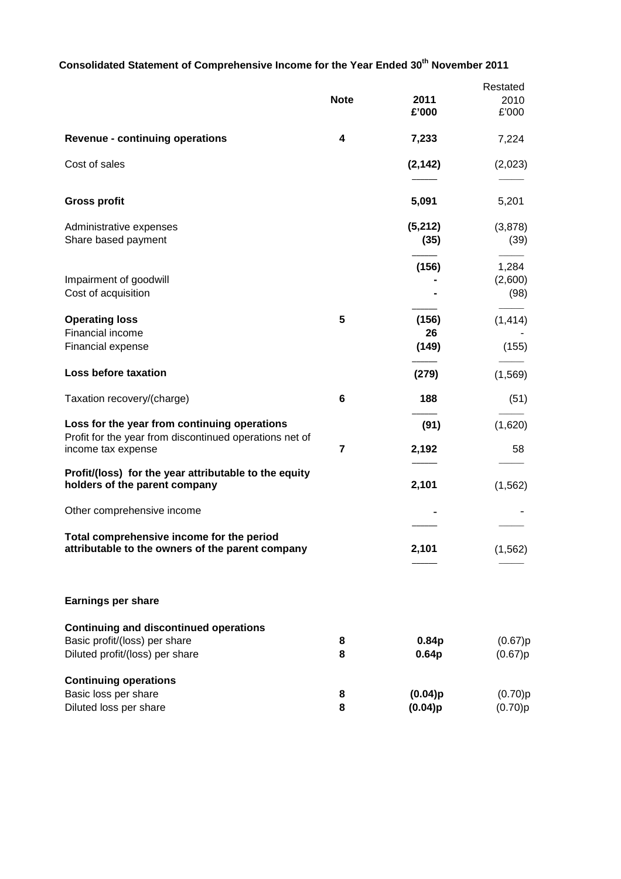## Consolidated Statement of Comprehensive Income for the Year Ended 30th November 2011

| | Note | 2011<br>£'000 | Restated<br>2010<br>£'000 |
|---|---|---|---|
| **Revenue - continuing operations** | 4 | **7,233** | 7,224 |
| Cost of sales | | **(2,142)** | (2,023) |
| **Gross profit** | | **5,091** | 5,201 |
| Administrative expenses | | **(5,212)** | (3,878) |
| Share based payment | | **(35)** | (39) |
| | | **(156)** | 1,284 |
| Impairment of goodwill | | **-** | (2,600) |
| Cost of acquisition | | **-** | (98) |
| **Operating loss** | 5 | **(156)** | (1,414) |
| Financial income | | **26** | - |
| Financial expense | | **(149)** | (155) |
| **Loss before taxation** | | **(279)** | (1,569) |
| Taxation recovery/(charge) | 6 | **188** | (51) |
| **Loss for the year from continuing operations** | | **(91)** | (1,620) |
| Profit for the year from discontinued operations net of income tax expense | 7 | **2,192** | 58 |
| **Profit/(loss) for the year attributable to the equity holders of the parent company** | | **2,101** | (1,562) |
| Other comprehensive income | | **-** | - |
| **Total comprehensive income for the period attributable to the owners of the parent company** | | **2,101** | (1,562) |

**Earnings per share**

| | Note | 2011 | 2010 |
|---|---|---|---|
| **Continuing and discontinued operations** | | | |
| Basic profit/(loss) per share | 8 | **0.84p** | (0.67)p |
| Diluted profit/(loss) per share | 8 | **0.64p** | (0.67)p |
| **Continuing operations** | | | |
| Basic loss per share | 8 | **(0.04)p** | (0.70)p |
| Diluted loss per share | 8 | **(0.04)p** | (0.70)p |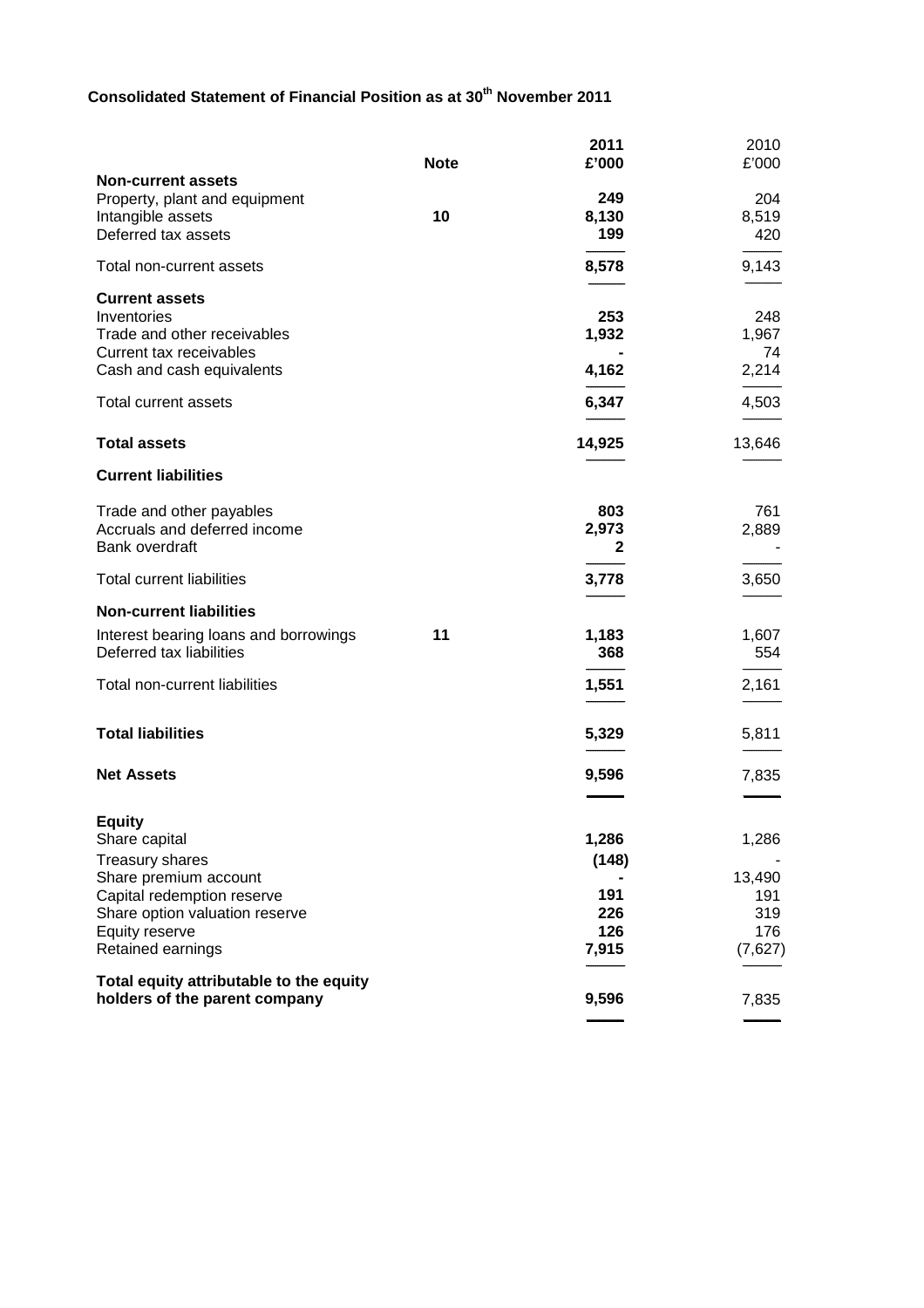## Consolidated Statement of Financial Position as at 30th November 2011

| | Note | 2011 £'000 | 2010 £'000 |
|---|---|---|---|
| **Non-current assets** | | | |
| Property, plant and equipment | | **249** | 204 |
| Intangible assets | **10** | **8,130** | 8,519 |
| Deferred tax assets | | **199** | 420 |
| Total non-current assets | | **8,578** | 9,143 |
| **Current assets** | | | |
| Inventories | | **253** | 248 |
| Trade and other receivables | | **1,932** | 1,967 |
| Current tax receivables | | **-** | 74 |
| Cash and cash equivalents | | **4,162** | 2,214 |
| Total current assets | | **6,347** | 4,503 |
| **Total assets** | | **14,925** | 13,646 |
| **Current liabilities** | | | |
| Trade and other payables | | **803** | 761 |
| Accruals and deferred income | | **2,973** | 2,889 |
| Bank overdraft | | **2** | - |
| Total current liabilities | | **3,778** | 3,650 |
| **Non-current liabilities** | | | |
| Interest bearing loans and borrowings | **11** | **1,183** | 1,607 |
| Deferred tax liabilities | | **368** | 554 |
| Total non-current liabilities | | **1,551** | 2,161 |
| **Total liabilities** | | **5,329** | 5,811 |
| **Net Assets** | | **9,596** | 7,835 |
| **Equity** | | | |
| Share capital | | **1,286** | 1,286 |
| Treasury shares | | **(148)** | - |
| Share premium account | | **-** | 13,490 |
| Capital redemption reserve | | **191** | 191 |
| Share option valuation reserve | | **226** | 319 |
| Equity reserve | | **126** | 176 |
| Retained earnings | | **7,915** | (7,627) |
| **Total equity attributable to the equity holders of the parent company** | | **9,596** | 7,835 |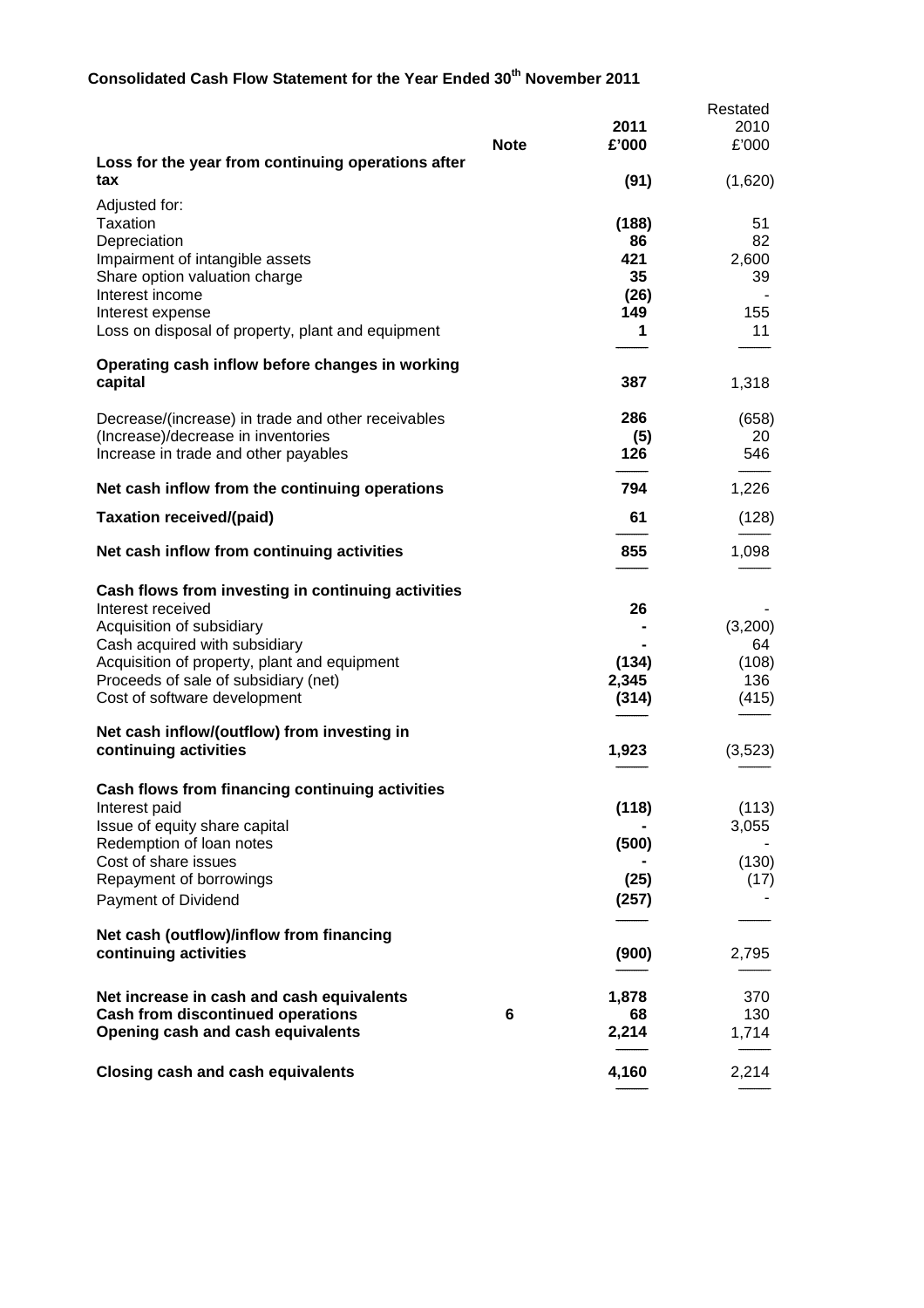## Consolidated Cash Flow Statement for the Year Ended 30th November 2011

| | Note | 2011 £'000 | Restated 2010 £'000 |
|---|---|---|---|
| **Loss for the year from continuing operations after tax** | | **(91)** | (1,620) |
| Adjusted for: | | | |
| Taxation | | **(188)** | 51 |
| Depreciation | | **86** | 82 |
| Impairment of intangible assets | | **421** | 2,600 |
| Share option valuation charge | | **35** | 39 |
| Interest income | | **(26)** | - |
| Interest expense | | **149** | 155 |
| Loss on disposal of property, plant and equipment | | **1** | 11 |
| **Operating cash inflow before changes in working capital** | | **387** | 1,318 |
| Decrease/(increase) in trade and other receivables | | **286** | (658) |
| (Increase)/decrease in inventories | | **(5)** | 20 |
| Increase in trade and other payables | | **126** | 546 |
| **Net cash inflow from the continuing operations** | | **794** | 1,226 |
| **Taxation received/(paid)** | | **61** | (128) |
| **Net cash inflow from continuing activities** | | **855** | 1,098 |
| **Cash flows from investing in continuing activities** | | | |
| Interest received | | **26** | - |
| Acquisition of subsidiary | | **-** | (3,200) |
| Cash acquired with subsidiary | | **-** | 64 |
| Acquisition of property, plant and equipment | | **(134)** | (108) |
| Proceeds of sale of subsidiary (net) | | **2,345** | 136 |
| Cost of software development | | **(314)** | (415) |
| **Net cash inflow/(outflow) from investing in continuing activities** | | **1,923** | (3,523) |
| **Cash flows from financing continuing activities** | | | |
| Interest paid | | **(118)** | (113) |
| Issue of equity share capital | | **-** | 3,055 |
| Redemption of loan notes | | **(500)** | - |
| Cost of share issues | | **-** | (130) |
| Repayment of borrowings | | **(25)** | (17) |
| Payment of Dividend | | **(257)** | - |
| **Net cash (outflow)/inflow from financing continuing activities** | | **(900)** | 2,795 |
| **Net increase in cash and cash equivalents** | | **1,878** | 370 |
| **Cash from discontinued operations** | **6** | **68** | 130 |
| **Opening cash and cash equivalents** | | **2,214** | 1,714 |
| **Closing cash and cash equivalents** | | **4,160** | 2,214 |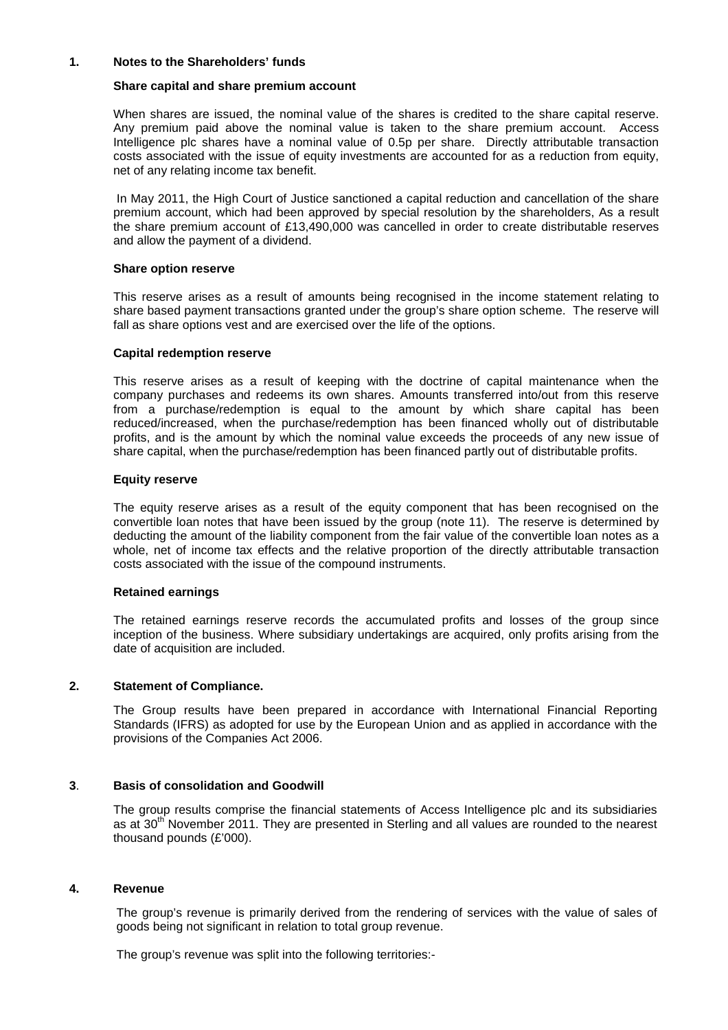## 1. Notes to the Shareholders' funds

### Share capital and share premium account

When shares are issued, the nominal value of the shares is credited to the share capital reserve. Any premium paid above the nominal value is taken to the share premium account. Access Intelligence plc shares have a nominal value of 0.5p per share. Directly attributable transaction costs associated with the issue of equity investments are accounted for as a reduction from equity, net of any relating income tax benefit.

In May 2011, the High Court of Justice sanctioned a capital reduction and cancellation of the share premium account, which had been approved by special resolution by the shareholders, As a result the share premium account of £13,490,000 was cancelled in order to create distributable reserves and allow the payment of a dividend.

### Share option reserve

This reserve arises as a result of amounts being recognised in the income statement relating to share based payment transactions granted under the group's share option scheme. The reserve will fall as share options vest and are exercised over the life of the options.

### Capital redemption reserve

This reserve arises as a result of keeping with the doctrine of capital maintenance when the company purchases and redeems its own shares. Amounts transferred into/out from this reserve from a purchase/redemption is equal to the amount by which share capital has been reduced/increased, when the purchase/redemption has been financed wholly out of distributable profits, and is the amount by which the nominal value exceeds the proceeds of any new issue of share capital, when the purchase/redemption has been financed partly out of distributable profits.

### Equity reserve

The equity reserve arises as a result of the equity component that has been recognised on the convertible loan notes that have been issued by the group (note 11). The reserve is determined by deducting the amount of the liability component from the fair value of the convertible loan notes as a whole, net of income tax effects and the relative proportion of the directly attributable transaction costs associated with the issue of the compound instruments.

### Retained earnings

The retained earnings reserve records the accumulated profits and losses of the group since inception of the business. Where subsidiary undertakings are acquired, only profits arising from the date of acquisition are included.

## 2. Statement of Compliance.

The Group results have been prepared in accordance with International Financial Reporting Standards (IFRS) as adopted for use by the European Union and as applied in accordance with the provisions of the Companies Act 2006.

## 3. Basis of consolidation and Goodwill

The group results comprise the financial statements of Access Intelligence plc and its subsidiaries as at 30th November 2011. They are presented in Sterling and all values are rounded to the nearest thousand pounds (£'000).

## 4. Revenue

The group's revenue is primarily derived from the rendering of services with the value of sales of goods being not significant in relation to total group revenue.

The group's revenue was split into the following territories:-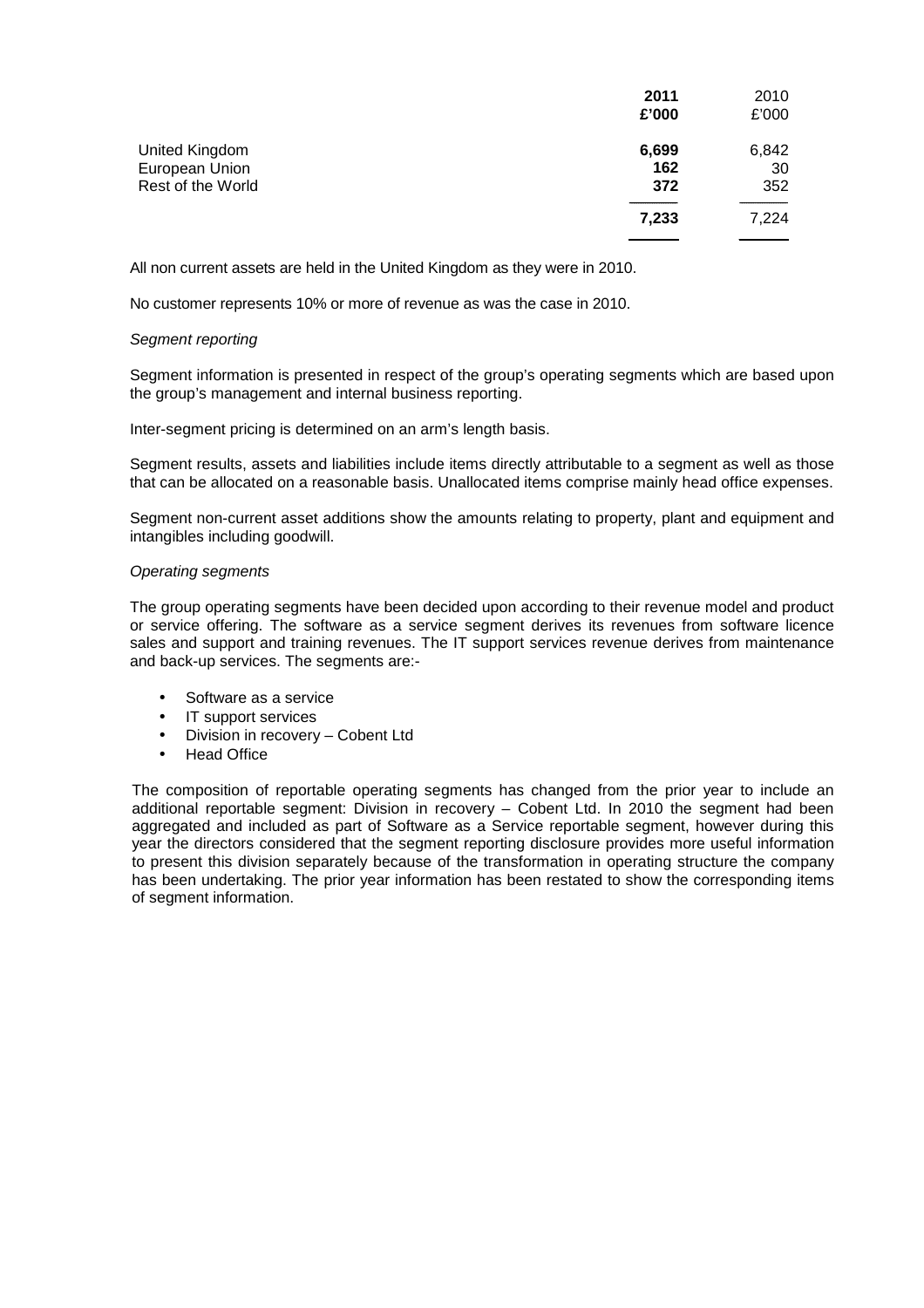| | 2011 £'000 | 2010 £'000 |
|---|---|---|
| United Kingdom | **6,699** | 6,842 |
| European Union | **162** | 30 |
| Rest of the World | **372** | 352 |
| | **7,233** | 7,224 |

All non current assets are held in the United Kingdom as they were in 2010.

No customer represents 10% or more of revenue as was the case in 2010.

*Segment reporting*

Segment information is presented in respect of the group's operating segments which are based upon the group's management and internal business reporting.

Inter-segment pricing is determined on an arm's length basis.

Segment results, assets and liabilities include items directly attributable to a segment as well as those that can be allocated on a reasonable basis. Unallocated items comprise mainly head office expenses.

Segment non-current asset additions show the amounts relating to property, plant and equipment and intangibles including goodwill.

*Operating segments*

The group operating segments have been decided upon according to their revenue model and product or service offering. The software as a service segment derives its revenues from software licence sales and support and training revenues. The IT support services revenue derives from maintenance and back-up services. The segments are:-

- Software as a service
- IT support services
- Division in recovery – Cobent Ltd
- Head Office

The composition of reportable operating segments has changed from the prior year to include an additional reportable segment: Division in recovery – Cobent Ltd. In 2010 the segment had been aggregated and included as part of Software as a Service reportable segment, however during this year the directors considered that the segment reporting disclosure provides more useful information to present this division separately because of the transformation in operating structure the company has been undertaking. The prior year information has been restated to show the corresponding items of segment information.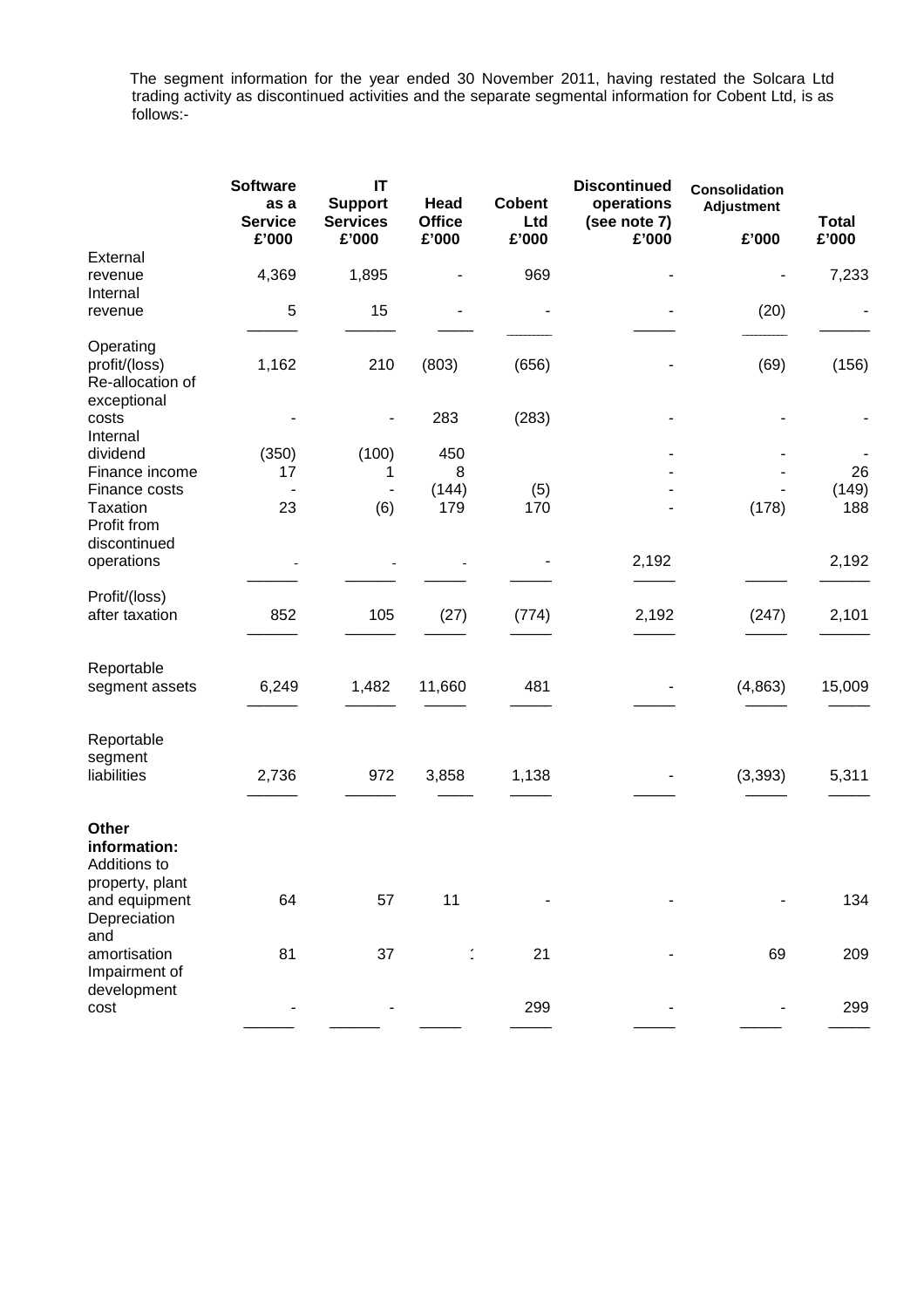The segment information for the year ended 30 November 2011, having restated the Solcara Ltd trading activity as discontinued activities and the separate segmental information for Cobent Ltd, is as follows:-

| | Software as a Service £'000 | IT Support Services £'000 | Head Office £'000 | Cobent Ltd £'000 | Discontinued operations (see note 7) £'000 | Consolidation Adjustment £'000 | Total £'000 |
|---|---|---|---|---|---|---|---|
| External revenue | 4,369 | 1,895 | - | 969 | - | - | 7,233 |
| Internal revenue | 5 | 15 | - | - | - | (20) | - |
| Operating profit/(loss) | 1,162 | 210 | (803) | (656) | - | (69) | (156) |
| Re-allocation of exceptional costs | - | - | 283 | (283) | - | - | - |
| Internal dividend | (350) | (100) | 450 | | - | - | - |
| Finance income | 17 | 1 | 8 | | - | - | 26 |
| Finance costs | - | - | (144) | (5) | - | - | (149) |
| Taxation | 23 | (6) | 179 | 170 | - | (178) | 188 |
| Profit from discontinued operations | - | - | - | - | 2,192 | | 2,192 |
| Profit/(loss) after taxation | 852 | 105 | (27) | (774) | 2,192 | (247) | 2,101 |
| Reportable segment assets | 6,249 | 1,482 | 11,660 | 481 | - | (4,863) | 15,009 |
| Reportable segment liabilities | 2,736 | 972 | 3,858 | 1,138 | - | (3,393) | 5,311 |
| **Other information:** | | | | | | | |
| Additions to property, plant and equipment | 64 | 57 | 11 | - | - | - | 134 |
| Depreciation and amortisation | 81 | 37 | 1 | 21 | - | 69 | 209 |
| Impairment of development cost | - | - | | 299 | - | - | 299 |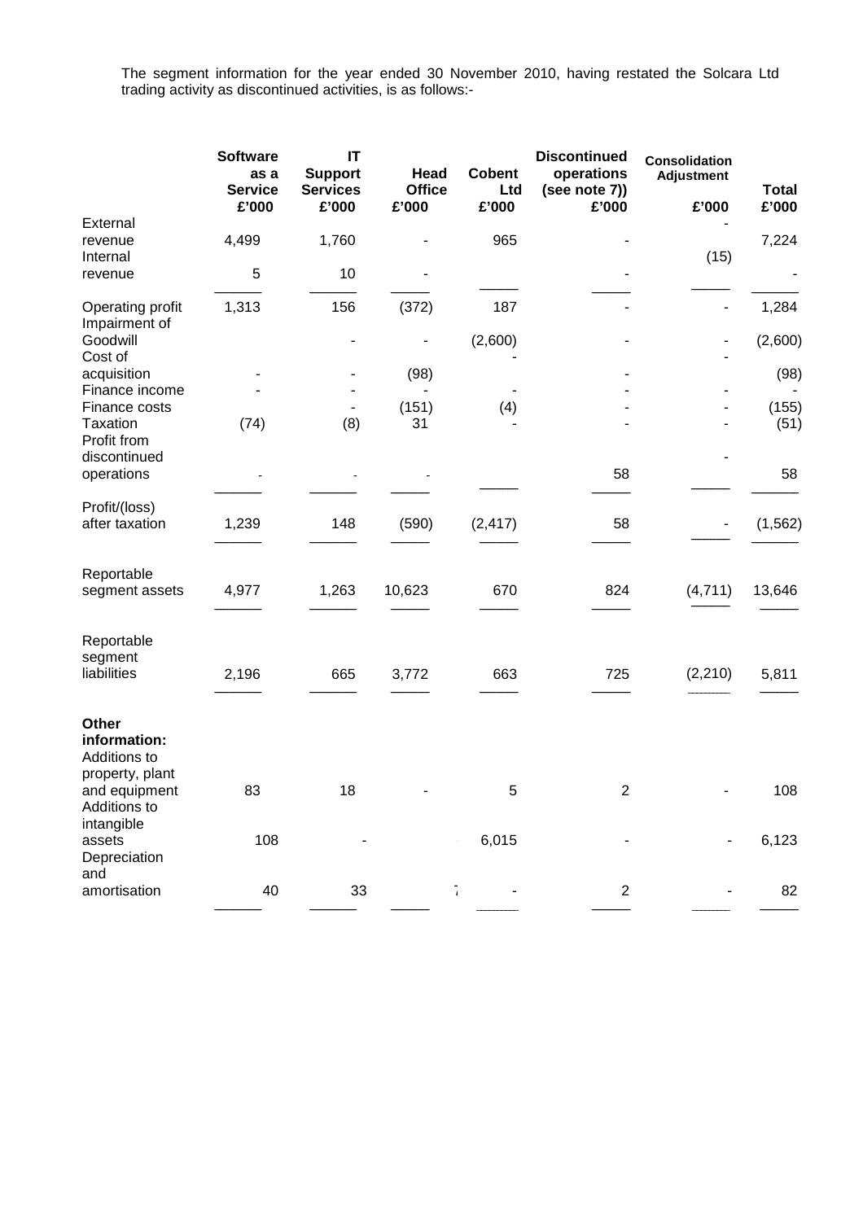The segment information for the year ended 30 November 2010, having restated the Solcara Ltd trading activity as discontinued activities, is as follows:-

| | Software as a Service £'000 | IT Support Services £'000 | Head Office £'000 | Cobent Ltd £'000 | Discontinued operations (see note 7)) £'000 | Consolidation Adjustment £'000 | Total £'000 |
|---|---|---|---|---|---|---|---|
| External revenue | 4,499 | 1,760 | - | 965 | - | - | 7,224 |
| Internal revenue | 5 | 10 | - | | - | (15) | - |
| Operating profit | 1,313 | 156 | (372) | 187 | - | - | 1,284 |
| Impairment of Goodwill | | - | - | (2,600) | - | - | (2,600) |
| Cost of acquisition | - | - | (98) | - | - | - | (98) |
| Finance income | - | - | - | - | - | - | - |
| Finance costs | | - | (151) | (4) | - | - | (155) |
| Taxation | (74) | (8) | 31 | - | - | - | (51) |
| Profit from discontinued operations | - | - | - | | 58 | - | 58 |
| Profit/(loss) after taxation | 1,239 | 148 | (590) | (2,417) | 58 | - | (1,562) |
| Reportable segment assets | 4,977 | 1,263 | 10,623 | 670 | 824 | (4,711) | 13,646 |
| Reportable segment liabilities | 2,196 | 665 | 3,772 | 663 | 725 | (2,210) | 5,811 |
| **Other information:** | | | | | | | |
| Additions to property, plant and equipment | 83 | 18 | - | 5 | 2 | - | 108 |
| Additions to intangible assets | 108 | - | | 6,015 | - | - | 6,123 |
| Depreciation and amortisation | 40 | 33 | 7 | - | 2 | - | 82 |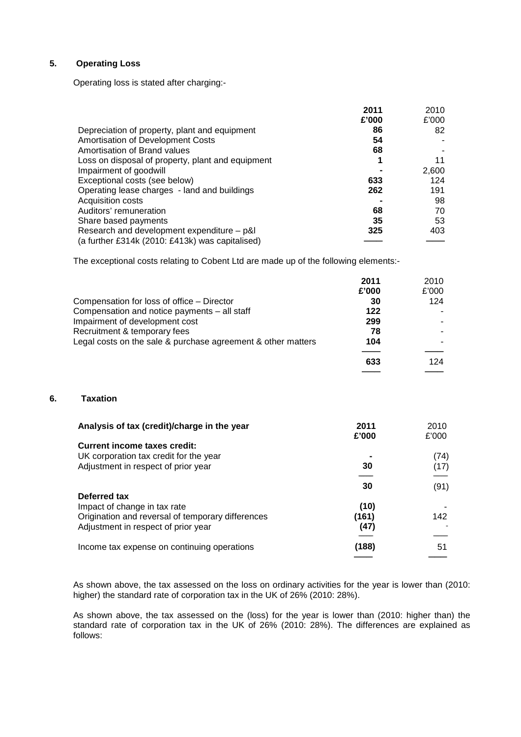## 5. Operating Loss

Operating loss is stated after charging:-

| | 2011 £'000 | 2010 £'000 |
|---|---|---|
| Depreciation of property, plant and equipment | **86** | 82 |
| Amortisation of Development Costs | **54** | - |
| Amortisation of Brand values | **68** | - |
| Loss on disposal of property, plant and equipment | **1** | 11 |
| Impairment of goodwill | **-** | 2,600 |
| Exceptional costs (see below) | **633** | 124 |
| Operating lease charges - land and buildings | **262** | 191 |
| Acquisition costs | **-** | 98 |
| Auditors' remuneration | **68** | 70 |
| Share based payments | **35** | 53 |
| Research and development expenditure – p&l (a further £314k (2010: £413k) was capitalised) | **325** | 403 |

The exceptional costs relating to Cobent Ltd are made up of the following elements:-

| | 2011 £'000 | 2010 £'000 |
|---|---|---|
| Compensation for loss of office – Director | **30** | 124 |
| Compensation and notice payments – all staff | **122** | - |
| Impairment of development cost | **299** | - |
| Recruitment & temporary fees | **78** | - |
| Legal costs on the sale & purchase agreement & other matters | **104** | - |
| | **633** | 124 |

## 6. Taxation

| **Analysis of tax (credit)/charge in the year** | 2011 £'000 | 2010 £'000 |
|---|---|---|
| **Current income taxes credit:** | | |
| UK corporation tax credit for the year | **-** | (74) |
| Adjustment in respect of prior year | **30** | (17) |
| | **30** | (91) |
| **Deferred tax** | | |
| Impact of change in tax rate | **(10)** | - |
| Origination and reversal of temporary differences | **(161)** | 142 |
| Adjustment in respect of prior year | **(47)** | - |
| Income tax expense on continuing operations | **(188)** | 51 |

As shown above, the tax assessed on the loss on ordinary activities for the year is lower than (2010: higher) the standard rate of corporation tax in the UK of 26% (2010: 28%).

As shown above, the tax assessed on the (loss) for the year is lower than (2010: higher than) the standard rate of corporation tax in the UK of 26% (2010: 28%). The differences are explained as follows: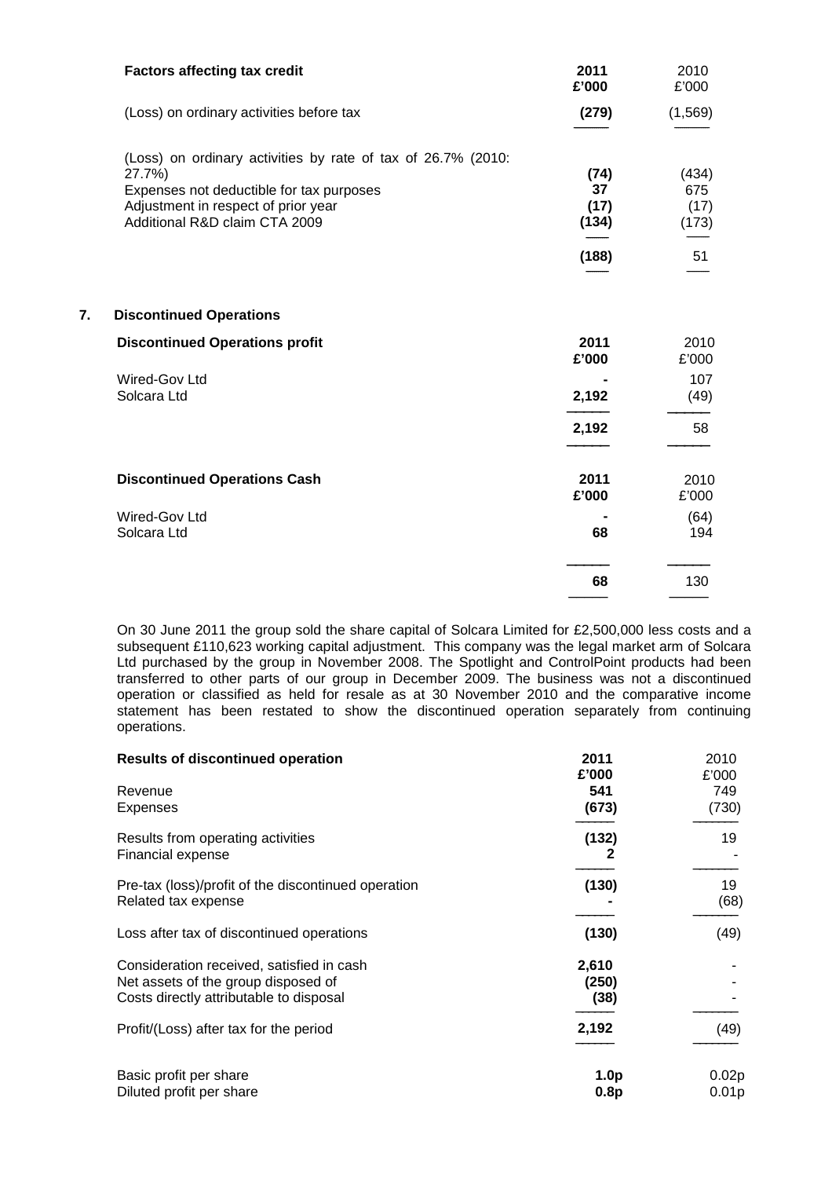| **Factors affecting tax credit** | **2011 £'000** | 2010 £'000 |
|---|---|---|
| (Loss) on ordinary activities before tax | **(279)** | (1,569) |
| | | |
| (Loss) on ordinary activities by rate of tax of 26.7% (2010: 27.7%) | **(74)** | (434) |
| Expenses not deductible for tax purposes | **37** | 675 |
| Adjustment in respect of prior year | **(17)** | (17) |
| Additional R&D claim CTA 2009 | **(134)** | (173) |
| | **(188)** | 51 |

## 7. Discontinued Operations

| **Discontinued Operations profit** | **2011 £'000** | 2010 £'000 |
|---|---|---|
| Wired-Gov Ltd | **-** | 107 |
| Solcara Ltd | **2,192** | (49) |
| | **2,192** | 58 |

| **Discontinued Operations Cash** | **2011 £'000** | 2010 £'000 |
|---|---|---|
| Wired-Gov Ltd | **-** | (64) |
| Solcara Ltd | **68** | 194 |
| | **68** | 130 |

On 30 June 2011 the group sold the share capital of Solcara Limited for £2,500,000 less costs and a subsequent £110,623 working capital adjustment. This company was the legal market arm of Solcara Ltd purchased by the group in November 2008. The Spotlight and ControlPoint products had been transferred to other parts of our group in December 2009. The business was not a discontinued operation or classified as held for resale as at 30 November 2010 and the comparative income statement has been restated to show the discontinued operation separately from continuing operations.

| **Results of discontinued operation** | **2011 £'000** | 2010 £'000 |
|---|---|---|
| Revenue | **541** | 749 |
| Expenses | **(673)** | (730) |
| Results from operating activities | **(132)** | 19 |
| Financial expense | **2** | - |
| Pre-tax (loss)/profit of the discontinued operation | **(130)** | 19 |
| Related tax expense | **-** | (68) |
| Loss after tax of discontinued operations | **(130)** | (49) |
| Consideration received, satisfied in cash | **2,610** | - |
| Net assets of the group disposed of | **(250)** | - |
| Costs directly attributable to disposal | **(38)** | - |
| Profit/(Loss) after tax for the period | **2,192** | (49) |
| | | |
| Basic profit per share | **1.0p** | 0.02p |
| Diluted profit per share | **0.8p** | 0.01p |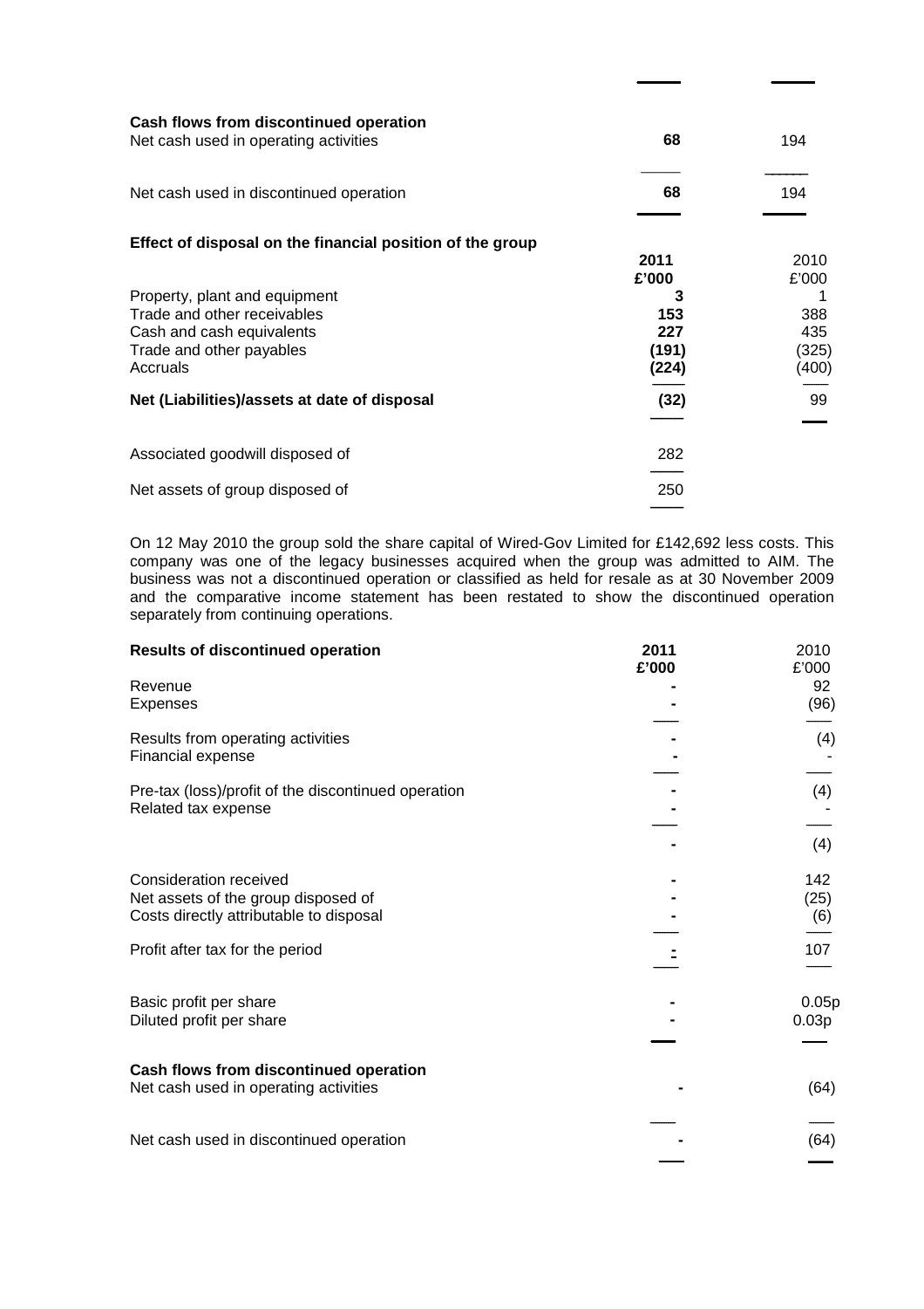| | | |
|---|---|---|
| **Cash flows from discontinued operation** | | |
| Net cash used in operating activities | **68** | 194 |
| Net cash used in discontinued operation | **68** | 194 |

**Effect of disposal on the financial position of the group**

| | 2011 £'000 | 2010 £'000 |
|---|---|---|
| Property, plant and equipment | **3** | 1 |
| Trade and other receivables | **153** | 388 |
| Cash and cash equivalents | **227** | 435 |
| Trade and other payables | **(191)** | (325) |
| Accruals | **(224)** | (400) |
| **Net (Liabilities)/assets at date of disposal** | **(32)** | 99 |
| Associated goodwill disposed of | 282 | |
| Net assets of group disposed of | 250 | |

On 12 May 2010 the group sold the share capital of Wired-Gov Limited for £142,692 less costs. This company was one of the legacy businesses acquired when the group was admitted to AIM. The business was not a discontinued operation or classified as held for resale as at 30 November 2009 and the comparative income statement has been restated to show the discontinued operation separately from continuing operations.

| **Results of discontinued operation** | 2011 £'000 | 2010 £'000 |
|---|---|---|
| Revenue | - | 92 |
| Expenses | - | (96) |
| Results from operating activities | - | (4) |
| Financial expense | - | - |
| Pre-tax (loss)/profit of the discontinued operation | - | (4) |
| Related tax expense | - | - |
| | - | (4) |
| Consideration received | - | 142 |
| Net assets of the group disposed of | - | (25) |
| Costs directly attributable to disposal | - | (6) |
| Profit after tax for the period | - | 107 |
| Basic profit per share | - | 0.05p |
| Diluted profit per share | - | 0.03p |
| **Cash flows from discontinued operation** | | |
| Net cash used in operating activities | - | (64) |
| Net cash used in discontinued operation | - | (64) |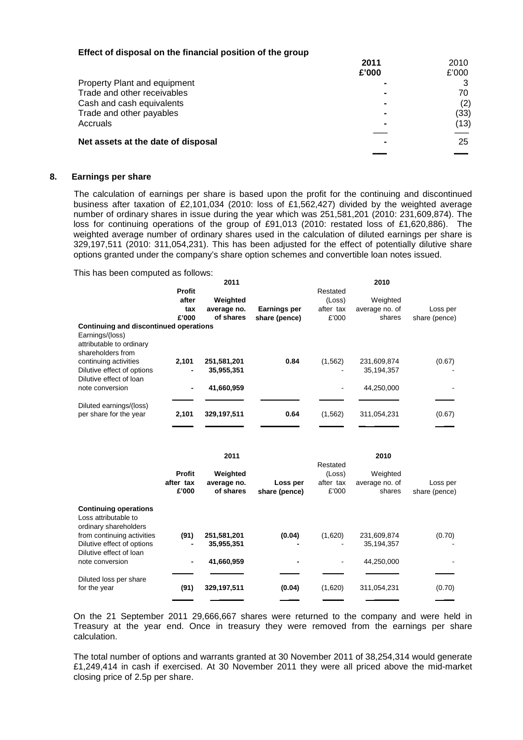**Effect of disposal on the financial position of the group**

| | 2011 £'000 | 2010 £'000 |
|---|---|---|
| Property Plant and equipment | - | 3 |
| Trade and other receivables | - | 70 |
| Cash and cash equivalents | - | (2) |
| Trade and other payables | - | (33) |
| Accruals | - | (13) |
| **Net assets at the date of disposal** | - | 25 |

## 8. Earnings per share

The calculation of earnings per share is based upon the profit for the continuing and discontinued business after taxation of £2,101,034 (2010: loss of £1,562,427) divided by the weighted average number of ordinary shares in issue during the year which was 251,581,201 (2010: 231,609,874). The loss for continuing operations of the group of £91,013 (2010: restated loss of £1,620,886). The weighted average number of ordinary shares used in the calculation of diluted earnings per share is 329,197,511 (2010: 311,054,231). This has been adjusted for the effect of potentially dilutive share options granted under the company's share option schemes and convertible loan notes issued.

This has been computed as follows:

| | 2011 | | | 2010 | | |
|---|---|---|---|---|---|---|
| | **Profit after tax £'000** | **Weighted average no. of shares** | **Earnings per share (pence)** | Restated (Loss) after tax £'000 | Weighted average no. of shares | Loss per share (pence) |
| **Continuing and discontinued operations** | | | | | | |
| Earnings/(loss) attributable to ordinary shareholders from continuing activities | **2,101** | **251,581,201** | **0.84** | (1,562) | 231,609,874 | (0.67) |
| Dilutive effect of options | **-** | **35,955,351** | | - | 35,194,357 | - |
| Dilutive effect of loan note conversion | **-** | **41,660,959** | | - | 44,250,000 | - |
| Diluted earnings/(loss) per share for the year | **2,101** | **329,197,511** | **0.64** | (1,562) | 311,054,231 | (0.67) |

| | 2011 | | | 2010 | | |
|---|---|---|---|---|---|---|
| | **Profit after tax £'000** | **Weighted average no. of shares** | **Loss per share (pence)** | Restated (Loss) after tax £'000 | Weighted average no. of shares | Loss per share (pence) |
| **Continuing operations** | | | | | | |
| Loss attributable to ordinary shareholders from continuing activities | **(91)** | **251,581,201** | **(0.04)** | (1,620) | 231,609,874 | (0.70) |
| Dilutive effect of options | **-** | **35,955,351** | **-** | - | 35,194,357 | - |
| Dilutive effect of loan note conversion | **-** | **41,660,959** | **-** | - | 44,250,000 | - |
| Diluted loss per share for the year | **(91)** | **329,197,511** | **(0.04)** | (1,620) | 311,054,231 | (0.70) |

On the 21 September 2011 29,666,667 shares were returned to the company and were held in Treasury at the year end. Once in treasury they were removed from the earnings per share calculation.

The total number of options and warrants granted at 30 November 2011 of 38,254,314 would generate £1,249,414 in cash if exercised. At 30 November 2011 they were all priced above the mid-market closing price of 2.5p per share.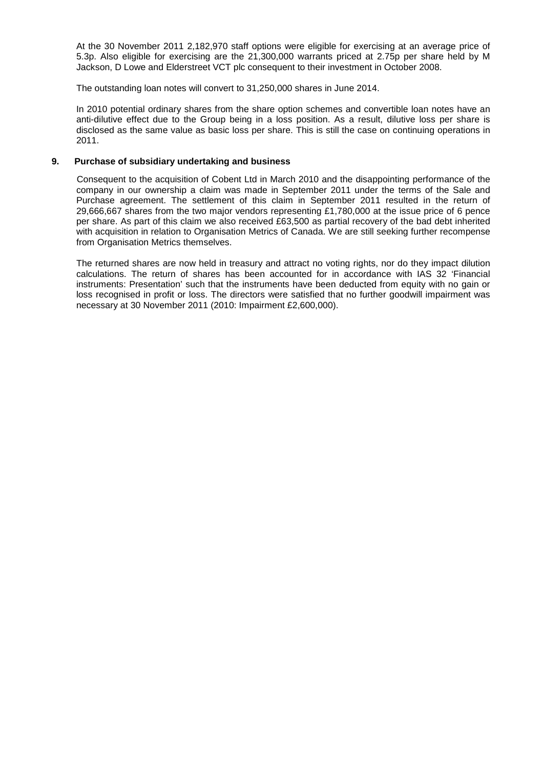At the 30 November 2011 2,182,970 staff options were eligible for exercising at an average price of 5.3p. Also eligible for exercising are the 21,300,000 warrants priced at 2.75p per share held by M Jackson, D Lowe and Elderstreet VCT plc consequent to their investment in October 2008.

The outstanding loan notes will convert to 31,250,000 shares in June 2014.

In 2010 potential ordinary shares from the share option schemes and convertible loan notes have an anti-dilutive effect due to the Group being in a loss position. As a result, dilutive loss per share is disclosed as the same value as basic loss per share. This is still the case on continuing operations in 2011.

## 9. Purchase of subsidiary undertaking and business

Consequent to the acquisition of Cobent Ltd in March 2010 and the disappointing performance of the company in our ownership a claim was made in September 2011 under the terms of the Sale and Purchase agreement. The settlement of this claim in September 2011 resulted in the return of 29,666,667 shares from the two major vendors representing £1,780,000 at the issue price of 6 pence per share. As part of this claim we also received £63,500 as partial recovery of the bad debt inherited with acquisition in relation to Organisation Metrics of Canada. We are still seeking further recompense from Organisation Metrics themselves.

The returned shares are now held in treasury and attract no voting rights, nor do they impact dilution calculations. The return of shares has been accounted for in accordance with IAS 32 'Financial instruments: Presentation' such that the instruments have been deducted from equity with no gain or loss recognised in profit or loss. The directors were satisfied that no further goodwill impairment was necessary at 30 November 2011 (2010: Impairment £2,600,000).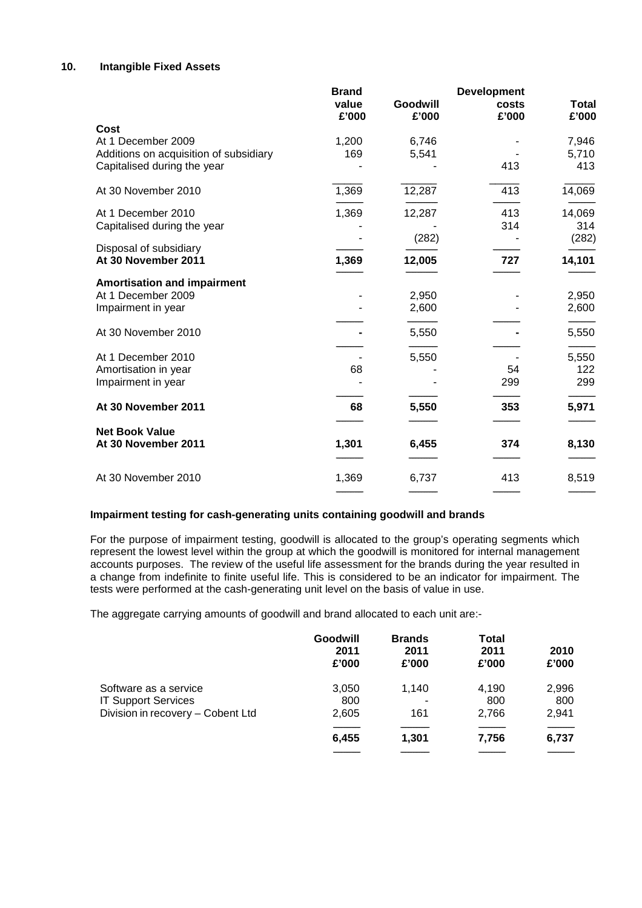## 10. Intangible Fixed Assets

| | Brand value £'000 | Goodwill £'000 | Development costs £'000 | Total £'000 |
|---|---|---|---|---|
| **Cost** | | | | |
| At 1 December 2009 | 1,200 | 6,746 | - | 7,946 |
| Additions on acquisition of subsidiary | 169 | 5,541 | - | 5,710 |
| Capitalised during the year | - | - | 413 | 413 |
| At 30 November 2010 | 1,369 | 12,287 | 413 | 14,069 |
| At 1 December 2010 | 1,369 | 12,287 | 413 | 14,069 |
| Capitalised during the year | - | - | 314 | 314 |
| Disposal of subsidiary | - | (282) | - | (282) |
| **At 30 November 2011** | **1,369** | **12,005** | **727** | **14,101** |
| **Amortisation and impairment** | | | | |
| At 1 December 2009 | - | 2,950 | - | 2,950 |
| Impairment in year | - | 2,600 | - | 2,600 |
| At 30 November 2010 | **-** | 5,550 | **-** | 5,550 |
| At 1 December 2010 | - | 5,550 | - | 5,550 |
| Amortisation in year | 68 | - | 54 | 122 |
| Impairment in year | - | - | 299 | 299 |
| **At 30 November 2011** | **68** | **5,550** | **353** | **5,971** |
| **Net Book Value** | | | | |
| **At 30 November 2011** | **1,301** | **6,455** | **374** | **8,130** |
| At 30 November 2010 | 1,369 | 6,737 | 413 | 8,519 |

### Impairment testing for cash-generating units containing goodwill and brands

For the purpose of impairment testing, goodwill is allocated to the group's operating segments which represent the lowest level within the group at which the goodwill is monitored for internal management accounts purposes. The review of the useful life assessment for the brands during the year resulted in a change from indefinite to finite useful life. This is considered to be an indicator for impairment. The tests were performed at the cash-generating unit level on the basis of value in use.

The aggregate carrying amounts of goodwill and brand allocated to each unit are:-

| | Goodwill 2011 £'000 | Brands 2011 £'000 | Total 2011 £'000 | 2010 £'000 |
|---|---|---|---|---|
| Software as a service | 3,050 | 1,140 | 4,190 | 2,996 |
| IT Support Services | 800 | - | 800 | 800 |
| Division in recovery – Cobent Ltd | 2,605 | 161 | 2,766 | 2,941 |
| | **6,455** | **1,301** | **7,756** | **6,737** |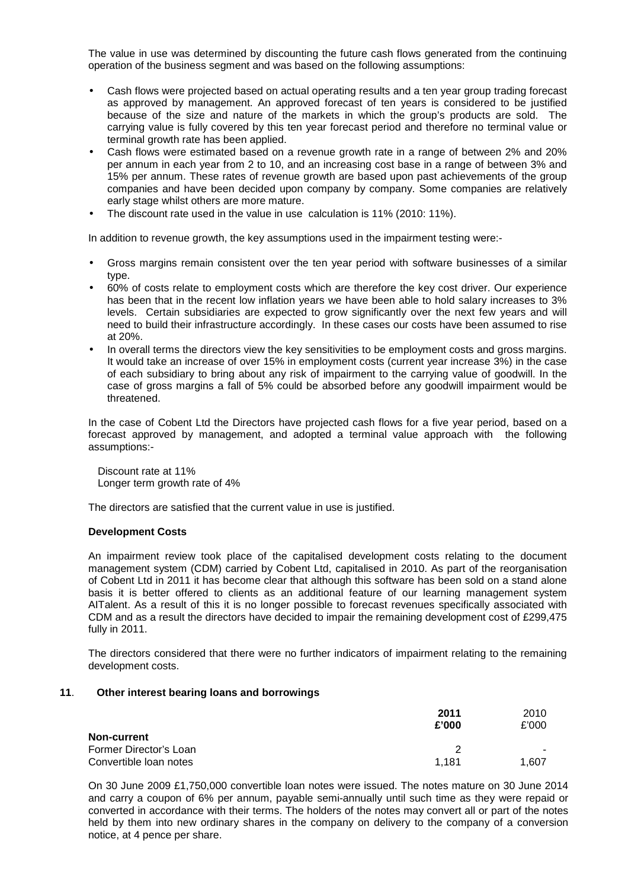The value in use was determined by discounting the future cash flows generated from the continuing operation of the business segment and was based on the following assumptions:

- Cash flows were projected based on actual operating results and a ten year group trading forecast as approved by management. An approved forecast of ten years is considered to be justified because of the size and nature of the markets in which the group's products are sold. The carrying value is fully covered by this ten year forecast period and therefore no terminal value or terminal growth rate has been applied.
- Cash flows were estimated based on a revenue growth rate in a range of between 2% and 20% per annum in each year from 2 to 10, and an increasing cost base in a range of between 3% and 15% per annum. These rates of revenue growth are based upon past achievements of the group companies and have been decided upon company by company. Some companies are relatively early stage whilst others are more mature.
- The discount rate used in the value in use calculation is 11% (2010: 11%).

In addition to revenue growth, the key assumptions used in the impairment testing were:-

- Gross margins remain consistent over the ten year period with software businesses of a similar type.
- 60% of costs relate to employment costs which are therefore the key cost driver. Our experience has been that in the recent low inflation years we have been able to hold salary increases to 3% levels. Certain subsidiaries are expected to grow significantly over the next few years and will need to build their infrastructure accordingly. In these cases our costs have been assumed to rise at 20%.
- In overall terms the directors view the key sensitivities to be employment costs and gross margins. It would take an increase of over 15% in employment costs (current year increase 3%) in the case of each subsidiary to bring about any risk of impairment to the carrying value of goodwill. In the case of gross margins a fall of 5% could be absorbed before any goodwill impairment would be threatened.

In the case of Cobent Ltd the Directors have projected cash flows for a five year period, based on a forecast approved by management, and adopted a terminal value approach with the following assumptions:-

Discount rate at 11%
Longer term growth rate of 4%

The directors are satisfied that the current value in use is justified.

**Development Costs**

An impairment review took place of the capitalised development costs relating to the document management system (CDM) carried by Cobent Ltd, capitalised in 2010. As part of the reorganisation of Cobent Ltd in 2011 it has become clear that although this software has been sold on a stand alone basis it is better offered to clients as an additional feature of our learning management system AITalent. As a result of this it is no longer possible to forecast revenues specifically associated with CDM and as a result the directors have decided to impair the remaining development cost of £299,475 fully in 2011.

The directors considered that there were no further indicators of impairment relating to the remaining development costs.

## 11. Other interest bearing loans and borrowings

| | **2011** | 2010 |
|---|---|---|
| | **£'000** | £'000 |
| **Non-current** | | |
| Former Director's Loan | 2 | - |
| Convertible loan notes | 1,181 | 1,607 |

On 30 June 2009 £1,750,000 convertible loan notes were issued. The notes mature on 30 June 2014 and carry a coupon of 6% per annum, payable semi-annually until such time as they were repaid or converted in accordance with their terms. The holders of the notes may convert all or part of the notes held by them into new ordinary shares in the company on delivery to the company of a conversion notice, at 4 pence per share.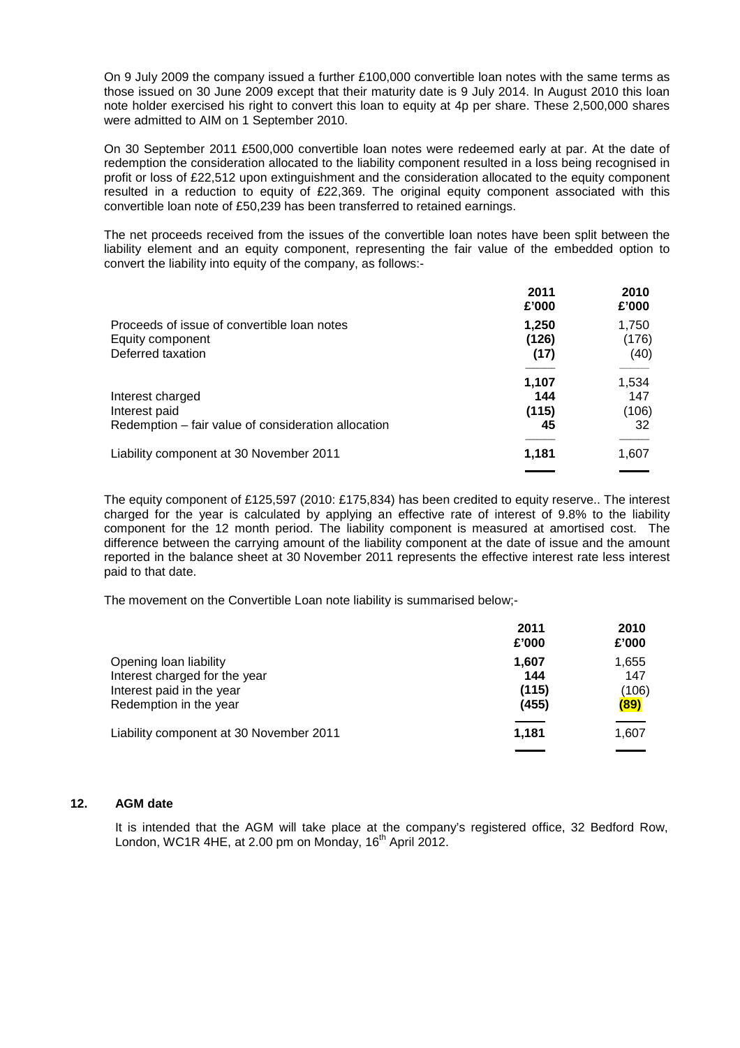On 9 July 2009 the company issued a further £100,000 convertible loan notes with the same terms as those issued on 30 June 2009 except that their maturity date is 9 July 2014. In August 2010 this loan note holder exercised his right to convert this loan to equity at 4p per share. These 2,500,000 shares were admitted to AIM on 1 September 2010.

On 30 September 2011 £500,000 convertible loan notes were redeemed early at par. At the date of redemption the consideration allocated to the liability component resulted in a loss being recognised in profit or loss of £22,512 upon extinguishment and the consideration allocated to the equity component resulted in a reduction to equity of £22,369. The original equity component associated with this convertible loan note of £50,239 has been transferred to retained earnings.

The net proceeds received from the issues of the convertible loan notes have been split between the liability element and an equity component, representing the fair value of the embedded option to convert the liability into equity of the company, as follows:-

| | **2011 £'000** | **2010 £'000** |
|---|---|---|
| Proceeds of issue of convertible loan notes | **1,250** | 1,750 |
| Equity component | **(126)** | (176) |
| Deferred taxation | **(17)** | (40) |
| | **1,107** | 1,534 |
| Interest charged | **144** | 147 |
| Interest paid | **(115)** | (106) |
| Redemption – fair value of consideration allocation | **45** | 32 |
| Liability component at 30 November 2011 | **1,181** | 1,607 |

The equity component of £125,597 (2010: £175,834) has been credited to equity reserve.. The interest charged for the year is calculated by applying an effective rate of interest of 9.8% to the liability component for the 12 month period. The liability component is measured at amortised cost. The difference between the carrying amount of the liability component at the date of issue and the amount reported in the balance sheet at 30 November 2011 represents the effective interest rate less interest paid to that date.

The movement on the Convertible Loan note liability is summarised below;-

| | **2011 £'000** | **2010 £'000** |
|---|---|---|
| Opening loan liability | **1,607** | 1,655 |
| Interest charged for the year | **144** | 147 |
| Interest paid in the year | **(115)** | (106) |
| Redemption in the year | **(455)** | **(89)** |
| Liability component at 30 November 2011 | **1,181** | 1,607 |

## 12. AGM date

It is intended that the AGM will take place at the company's registered office, 32 Bedford Row, London, WC1R 4HE, at 2.00 pm on Monday, 16th April 2012.